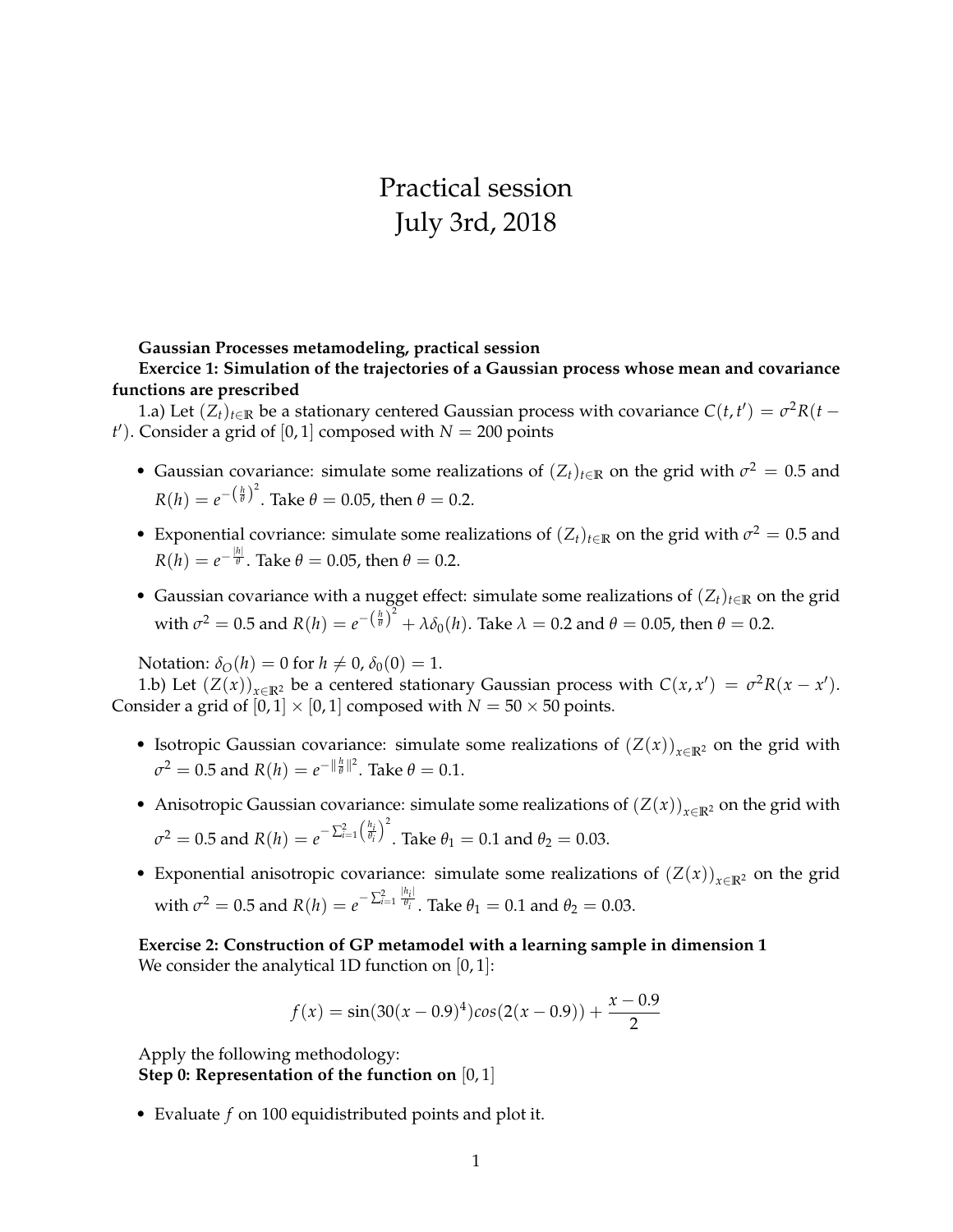# Practical session
# July 3rd, 2018

**Gaussian Processes metamodeling, practical session**

**Exercice 1: Simulation of the trajectories of a Gaussian process whose mean and covariance functions are prescribed**

1.a) Let $(Z_t)_{t\in\mathbb{R}}$ be a stationary centered Gaussian process with covariance $C(t,t') = \sigma^2 R(t-t')$. Consider a grid of $[0,1]$ composed with $N = 200$ points

- Gaussian covariance: simulate some realizations of $(Z_t)_{t\in\mathbb{R}}$ on the grid with $\sigma^2 = 0.5$ and $R(h) = e^{-\left(\frac{h}{\theta}\right)^2}$. Take $\theta = 0.05$, then $\theta = 0.2$.
- Exponential covriance: simulate some realizations of $(Z_t)_{t\in\mathbb{R}}$ on the grid with $\sigma^2 = 0.5$ and $R(h) = e^{-\frac{|h|}{\theta}}$. Take $\theta = 0.05$, then $\theta = 0.2$.
- Gaussian covariance with a nugget effect: simulate some realizations of $(Z_t)_{t\in\mathbb{R}}$ on the grid with $\sigma^2 = 0.5$ and $R(h) = e^{-\left(\frac{h}{\theta}\right)^2} + \lambda\delta_0(h)$. Take $\lambda = 0.2$ and $\theta = 0.05$, then $\theta = 0.2$.

Notation: $\delta_O(h) = 0$ for $h \neq 0$, $\delta_0(0) = 1$.

1.b) Let $(Z(x))_{x\in\mathbb{R}^2}$ be a centered stationary Gaussian process with $C(x,x') = \sigma^2 R(x-x')$. Consider a grid of $[0,1]\times[0,1]$ composed with $N = 50\times 50$ points.

- Isotropic Gaussian covariance: simulate some realizations of $(Z(x))_{x\in\mathbb{R}^2}$ on the grid with $\sigma^2 = 0.5$ and $R(h) = e^{-\|\frac{h}{\theta}\|^2}$. Take $\theta = 0.1$.
- Anisotropic Gaussian covariance: simulate some realizations of $(Z(x))_{x\in\mathbb{R}^2}$ on the grid with $\sigma^2 = 0.5$ and $R(h) = e^{-\sum_{i=1}^{2}\left(\frac{h_i}{\theta_i}\right)^2}$. Take $\theta_1 = 0.1$ and $\theta_2 = 0.03$.
- Exponential anisotropic covariance: simulate some realizations of $(Z(x))_{x\in\mathbb{R}^2}$ on the grid with $\sigma^2 = 0.5$ and $R(h) = e^{-\sum_{i=1}^{2}\frac{|h_i|}{\theta_i}}$. Take $\theta_1 = 0.1$ and $\theta_2 = 0.03$.

**Exercise 2: Construction of GP metamodel with a learning sample in dimension 1**

We consider the analytical 1D function on $[0,1]$:

$$f(x) = \sin(30(x-0.9)^4)cos(2(x-0.9)) + \frac{x-0.9}{2}$$

Apply the following methodology:

**Step 0: Representation of the function on** $[0,1]$

- Evaluate $f$ on 100 equidistributed points and plot it.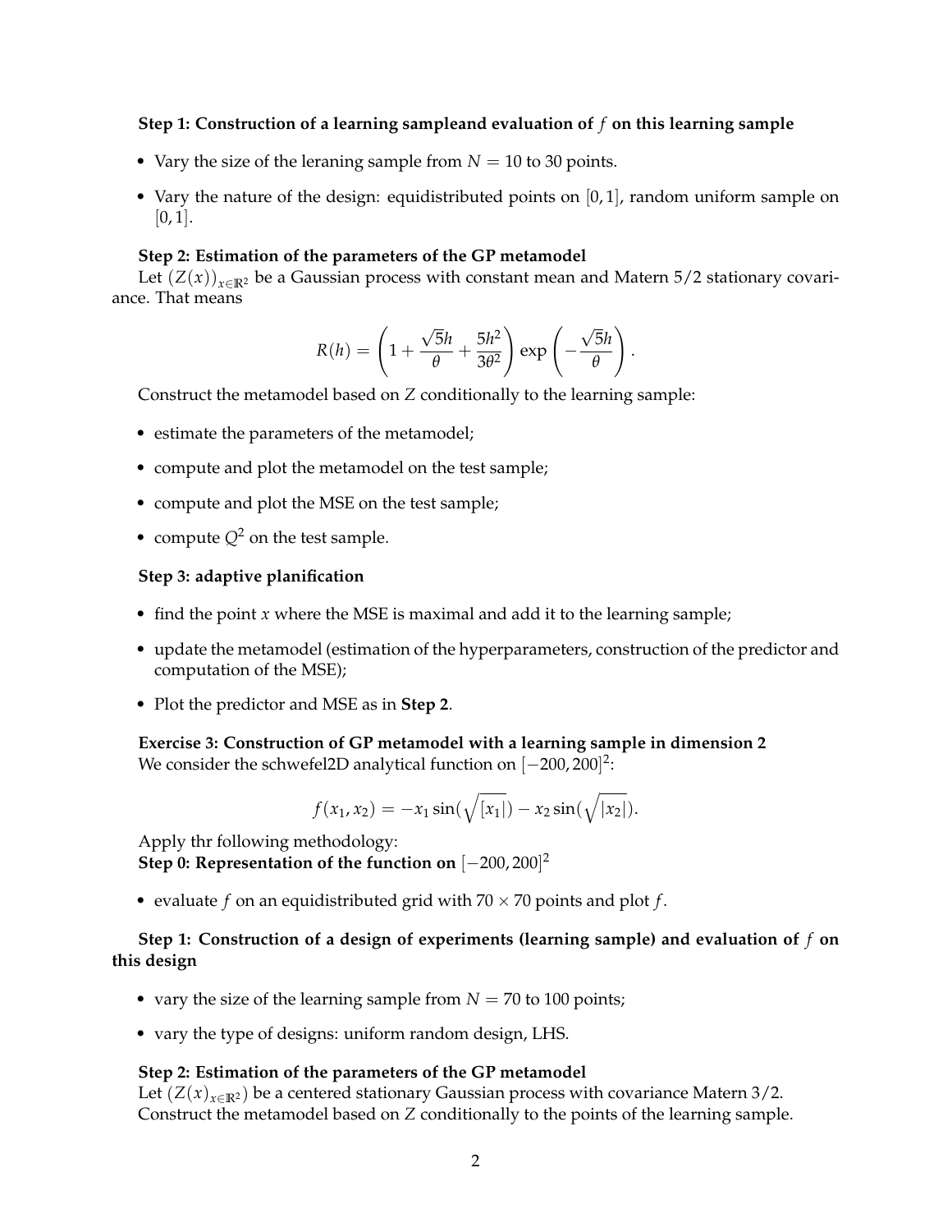**Step 1: Construction of a learning sampleand evaluation of $f$ on this learning sample**

- Vary the size of the leraning sample from $N = 10$ to 30 points.
- Vary the nature of the design: equidistributed points on $[0, 1]$, random uniform sample on $[0, 1]$.

**Step 2: Estimation of the parameters of the GP metamodel**

Let $(Z(x))_{x \in \mathbb{R}^2}$ be a Gaussian process with constant mean and Matern 5/2 stationary covariance. That means

$$R(h) = \left(1 + \frac{\sqrt{5}h}{\theta} + \frac{5h^2}{3\theta^2}\right) \exp\left(-\frac{\sqrt{5}h}{\theta}\right).$$

Construct the metamodel based on $Z$ conditionally to the learning sample:

- estimate the parameters of the metamodel;
- compute and plot the metamodel on the test sample;
- compute and plot the MSE on the test sample;
- compute $Q^2$ on the test sample.

**Step 3: adaptive planification**

- find the point $x$ where the MSE is maximal and add it to the learning sample;
- update the metamodel (estimation of the hyperparameters, construction of the predictor and computation of the MSE);
- Plot the predictor and MSE as in **Step 2**.

**Exercise 3: Construction of GP metamodel with a learning sample in dimension 2**

We consider the schwefel2D analytical function on $[-200, 200]^2$:

$$f(x_1, x_2) = -x_1 \sin(\sqrt{[x_1|}) - x_2 \sin(\sqrt{|x_2|}).$$

Apply thr following methodology:

**Step 0: Representation of the function on $[-200, 200]^2$**

- evaluate $f$ on an equidistributed grid with $70 \times 70$ points and plot $f$.

**Step 1: Construction of a design of experiments (learning sample) and evaluation of $f$ on this design**

- vary the size of the learning sample from $N = 70$ to 100 points;
- vary the type of designs: uniform random design, LHS.

**Step 2: Estimation of the parameters of the GP metamodel**

Let $(Z(x)_{x \in \mathbb{R}^2})$ be a centered stationary Gaussian process with covariance Matern 3/2. Construct the metamodel based on $Z$ conditionally to the points of the learning sample.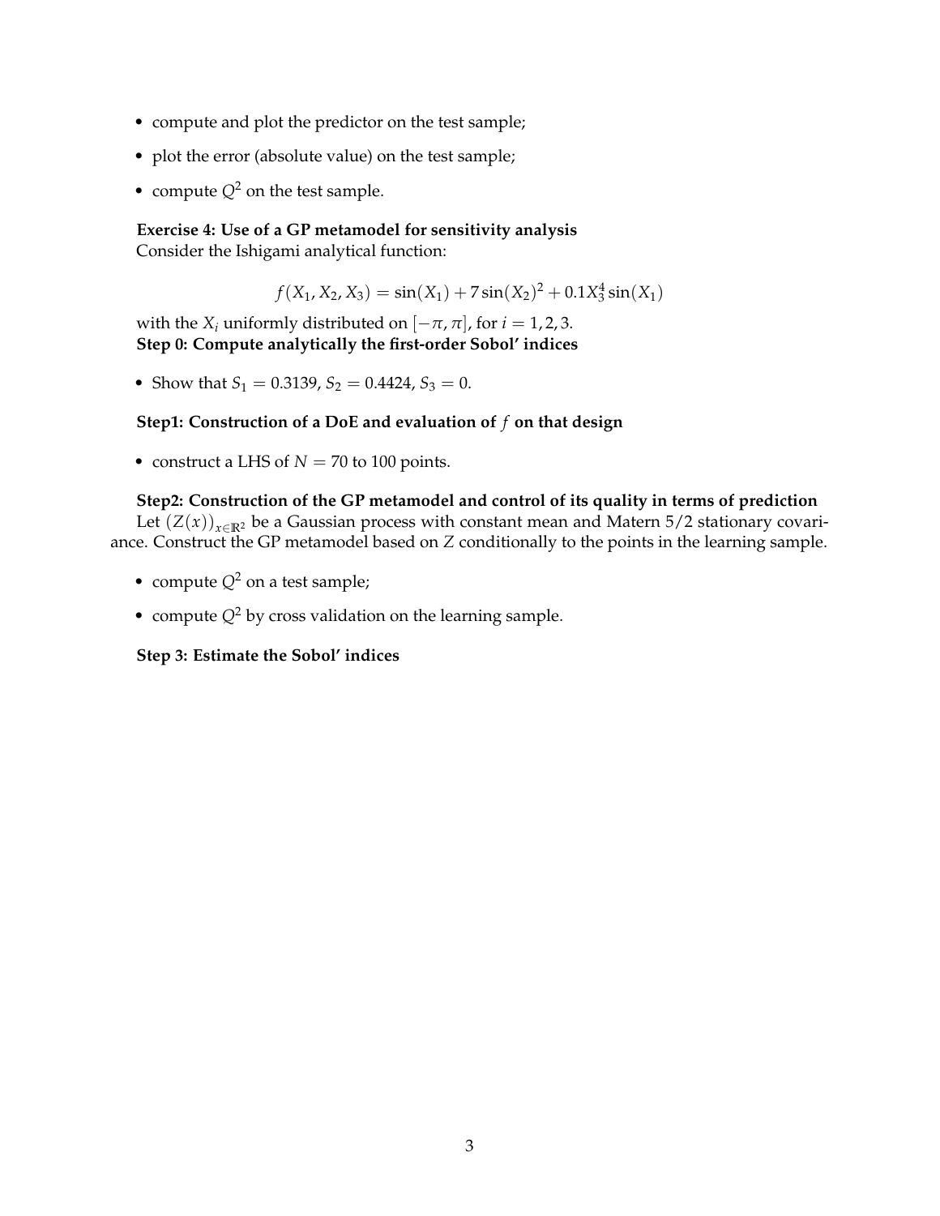- compute and plot the predictor on the test sample;
- plot the error (absolute value) on the test sample;
- compute $Q^2$ on the test sample.

**Exercise 4: Use of a GP metamodel for sensitivity analysis**
Consider the Ishigami analytical function:

$$f(X_1, X_2, X_3) = \sin(X_1) + 7\sin(X_2)^2 + 0.1X_3^4 \sin(X_1)$$

with the $X_i$ uniformly distributed on $[-\pi, \pi]$, for $i = 1, 2, 3$.
**Step 0: Compute analytically the first-order Sobol' indices**

- Show that $S_1 = 0.3139$, $S_2 = 0.4424$, $S_3 = 0$.

**Step1: Construction of a DoE and evaluation of $f$ on that design**

- construct a LHS of $N = 70$ to 100 points.

**Step2: Construction of the GP metamodel and control of its quality in terms of prediction**
Let $(Z(x))_{x\in\mathbb{R}^2}$ be a Gaussian process with constant mean and Matern 5/2 stationary covariance. Construct the GP metamodel based on $Z$ conditionally to the points in the learning sample.

- compute $Q^2$ on a test sample;
- compute $Q^2$ by cross validation on the learning sample.

**Step 3: Estimate the Sobol' indices**